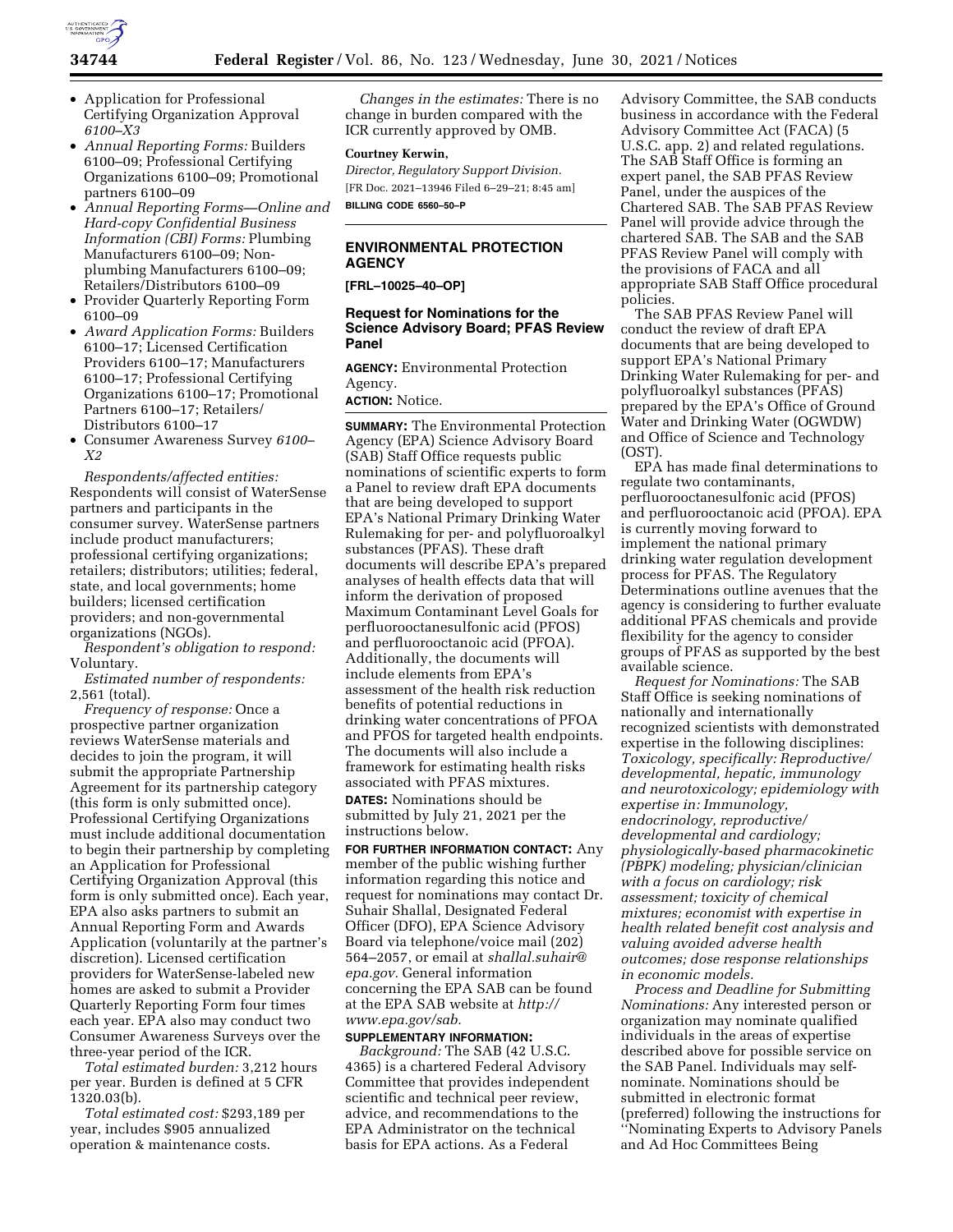- Application for Professional Certifying Organization Approval *6100–X3*
- *Annual Reporting Forms:* Builders 6100–09; Professional Certifying Organizations 6100–09; Promotional partners 6100–09
- *Annual Reporting Forms—Online and Hard-copy Confidential Business Information (CBI) Forms:* Plumbing Manufacturers 6100–09; Non-plumbing Manufacturers 6100–09; Retailers/Distributors 6100–09
- Provider Quarterly Reporting Form 6100–09
- *Award Application Forms:* Builders 6100–17; Licensed Certification Providers 6100–17; Manufacturers 6100–17; Professional Certifying Organizations 6100–17; Promotional Partners 6100–17; Retailers/Distributors 6100–17
- Consumer Awareness Survey *6100–X2*

*Respondents/affected entities:* Respondents will consist of WaterSense partners and participants in the consumer survey. WaterSense partners include product manufacturers; professional certifying organizations; retailers; distributors; utilities; federal, state, and local governments; home builders; licensed certification providers; and non-governmental organizations (NGOs).

*Respondent's obligation to respond:* Voluntary.

*Estimated number of respondents:* 2,561 (total).

*Frequency of response:* Once a prospective partner organization reviews WaterSense materials and decides to join the program, it will submit the appropriate Partnership Agreement for its partnership category (this form is only submitted once). Professional Certifying Organizations must include additional documentation to begin their partnership by completing an Application for Professional Certifying Organization Approval (this form is only submitted once). Each year, EPA also asks partners to submit an Annual Reporting Form and Awards Application (voluntarily at the partner's discretion). Licensed certification providers for WaterSense-labeled new homes are asked to submit a Provider Quarterly Reporting Form four times each year. EPA also may conduct two Consumer Awareness Surveys over the three-year period of the ICR.

*Total estimated burden:* 3,212 hours per year. Burden is defined at 5 CFR 1320.03(b).

*Total estimated cost:* $293,189 per year, includes $905 annualized operation & maintenance costs.

*Changes in the estimates:* There is no change in burden compared with the ICR currently approved by OMB.

**Courtney Kerwin,**

*Director, Regulatory Support Division.*

[FR Doc. 2021–13946 Filed 6–29–21; 8:45 am]

**BILLING CODE 6560–50–P**

---

## ENVIRONMENTAL PROTECTION AGENCY

**[FRL–10025–40–OP]**

### Request for Nominations for the Science Advisory Board; PFAS Review Panel

**AGENCY:** Environmental Protection Agency.

**ACTION:** Notice.

---

**SUMMARY:** The Environmental Protection Agency (EPA) Science Advisory Board (SAB) Staff Office requests public nominations of scientific experts to form a Panel to review draft EPA documents that are being developed to support EPA's National Primary Drinking Water Rulemaking for per- and polyfluoroalkyl substances (PFAS). These draft documents will describe EPA's prepared analyses of health effects data that will inform the derivation of proposed Maximum Contaminant Level Goals for perfluorooctanesulfonic acid (PFOS) and perfluorooctanoic acid (PFOA). Additionally, the documents will include elements from EPA's assessment of the health risk reduction benefits of potential reductions in drinking water concentrations of PFOA and PFOS for targeted health endpoints. The documents will also include a framework for estimating health risks associated with PFAS mixtures.

**DATES:** Nominations should be submitted by July 21, 2021 per the instructions below.

**FOR FURTHER INFORMATION CONTACT:** Any member of the public wishing further information regarding this notice and request for nominations may contact Dr. Suhair Shallal, Designated Federal Officer (DFO), EPA Science Advisory Board via telephone/voice mail (202) 564–2057, or email at *shallal.suhair@epa.gov.* General information concerning the EPA SAB can be found at the EPA SAB website at *http://www.epa.gov/sab.*

**SUPPLEMENTARY INFORMATION:**

*Background:* The SAB (42 U.S.C. 4365) is a chartered Federal Advisory Committee that provides independent scientific and technical peer review, advice, and recommendations to the EPA Administrator on the technical basis for EPA actions. As a Federal Advisory Committee, the SAB conducts business in accordance with the Federal Advisory Committee Act (FACA) (5 U.S.C. app. 2) and related regulations. The SAB Staff Office is forming an expert panel, the SAB PFAS Review Panel, under the auspices of the Chartered SAB. The SAB PFAS Review Panel will provide advice through the chartered SAB. The SAB and the SAB PFAS Review Panel will comply with the provisions of FACA and all appropriate SAB Staff Office procedural policies.

The SAB PFAS Review Panel will conduct the review of draft EPA documents that are being developed to support EPA's National Primary Drinking Water Rulemaking for per- and polyfluoroalkyl substances (PFAS) prepared by the EPA's Office of Ground Water and Drinking Water (OGWDW) and Office of Science and Technology (OST).

EPA has made final determinations to regulate two contaminants, perfluorooctanesulfonic acid (PFOS) and perfluorooctanoic acid (PFOA). EPA is currently moving forward to implement the national primary drinking water regulation development process for PFAS. The Regulatory Determinations outline avenues that the agency is considering to further evaluate additional PFAS chemicals and provide flexibility for the agency to consider groups of PFAS as supported by the best available science.

*Request for Nominations:* The SAB Staff Office is seeking nominations of nationally and internationally recognized scientists with demonstrated expertise in the following disciplines: *Toxicology, specifically: Reproductive/developmental, hepatic, immunology and neurotoxicology; epidemiology with expertise in: Immunology, endocrinology, reproductive/developmental and cardiology; physiologically-based pharmacokinetic (PBPK) modeling; physician/clinician with a focus on cardiology; risk assessment; toxicity of chemical mixtures; economist with expertise in health related benefit cost analysis and valuing avoided adverse health outcomes; dose response relationships in economic models.*

*Process and Deadline for Submitting Nominations:* Any interested person or organization may nominate qualified individuals in the areas of expertise described above for possible service on the SAB Panel. Individuals may self-nominate. Nominations should be submitted in electronic format (preferred) following the instructions for "Nominating Experts to Advisory Panels and Ad Hoc Committees Being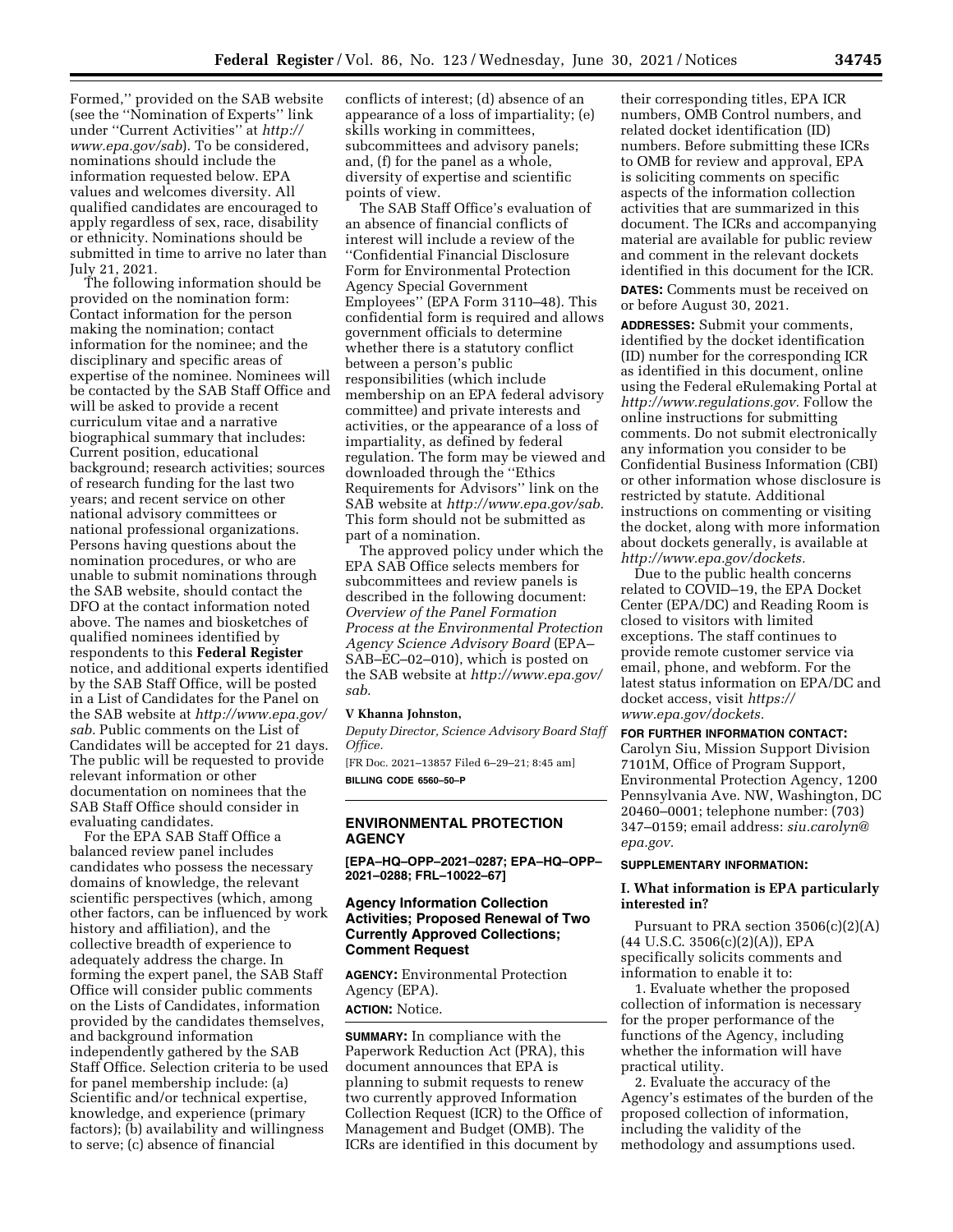Formed,'' provided on the SAB website (see the ''Nomination of Experts'' link under ''Current Activities'' at *http://www.epa.gov/sab*). To be considered, nominations should include the information requested below. EPA values and welcomes diversity. All qualified candidates are encouraged to apply regardless of sex, race, disability or ethnicity. Nominations should be submitted in time to arrive no later than July 21, 2021.

The following information should be provided on the nomination form: Contact information for the person making the nomination; contact information for the nominee; and the disciplinary and specific areas of expertise of the nominee. Nominees will be contacted by the SAB Staff Office and will be asked to provide a recent curriculum vitae and a narrative biographical summary that includes: Current position, educational background; research activities; sources of research funding for the last two years; and recent service on other national advisory committees or national professional organizations. Persons having questions about the nomination procedures, or who are unable to submit nominations through the SAB website, should contact the DFO at the contact information noted above. The names and biosketches of qualified nominees identified by respondents to this **Federal Register** notice, and additional experts identified by the SAB Staff Office, will be posted in a List of Candidates for the Panel on the SAB website at *http://www.epa.gov/sab*. Public comments on the List of Candidates will be accepted for 21 days. The public will be requested to provide relevant information or other documentation on nominees that the SAB Staff Office should consider in evaluating candidates.

For the EPA SAB Staff Office a balanced review panel includes candidates who possess the necessary domains of knowledge, the relevant scientific perspectives (which, among other factors, can be influenced by work history and affiliation), and the collective breadth of experience to adequately address the charge. In forming the expert panel, the SAB Staff Office will consider public comments on the Lists of Candidates, information provided by the candidates themselves, and background information independently gathered by the SAB Staff Office. Selection criteria to be used for panel membership include: (a) Scientific and/or technical expertise, knowledge, and experience (primary factors); (b) availability and willingness to serve; (c) absence of financial conflicts of interest; (d) absence of an appearance of a loss of impartiality; (e) skills working in committees, subcommittees and advisory panels; and, (f) for the panel as a whole, diversity of expertise and scientific points of view.

The SAB Staff Office's evaluation of an absence of financial conflicts of interest will include a review of the ''Confidential Financial Disclosure Form for Environmental Protection Agency Special Government Employees'' (EPA Form 3110–48). This confidential form is required and allows government officials to determine whether there is a statutory conflict between a person's public responsibilities (which include membership on an EPA federal advisory committee) and private interests and activities, or the appearance of a loss of impartiality, as defined by federal regulation. The form may be viewed and downloaded through the ''Ethics Requirements for Advisors'' link on the SAB website at *http://www.epa.gov/sab*. This form should not be submitted as part of a nomination.

The approved policy under which the EPA SAB Office selects members for subcommittees and review panels is described in the following document: *Overview of the Panel Formation Process at the Environmental Protection Agency Science Advisory Board* (EPA–SAB–EC–02–010), which is posted on the SAB website at *http://www.epa.gov/sab*.

**V Khanna Johnston,**

*Deputy Director, Science Advisory Board Staff Office.*

[FR Doc. 2021–13857 Filed 6–29–21; 8:45 am]

**BILLING CODE 6560–50–P**

## ENVIRONMENTAL PROTECTION AGENCY

**[EPA–HQ–OPP–2021–0287; EPA–HQ–OPP–2021–0288; FRL–10022–67]**

### Agency Information Collection Activities; Proposed Renewal of Two Currently Approved Collections; Comment Request

**AGENCY:** Environmental Protection Agency (EPA).

**ACTION:** Notice.

**SUMMARY:** In compliance with the Paperwork Reduction Act (PRA), this document announces that EPA is planning to submit requests to renew two currently approved Information Collection Request (ICR) to the Office of Management and Budget (OMB). The ICRs are identified in this document by their corresponding titles, EPA ICR numbers, OMB Control numbers, and related docket identification (ID) numbers. Before submitting these ICRs to OMB for review and approval, EPA is soliciting comments on specific aspects of the information collection activities that are summarized in this document. The ICRs and accompanying material are available for public review and comment in the relevant dockets identified in this document for the ICR.

**DATES:** Comments must be received on or before August 30, 2021.

**ADDRESSES:** Submit your comments, identified by the docket identification (ID) number for the corresponding ICR as identified in this document, online using the Federal eRulemaking Portal at *http://www.regulations.gov*. Follow the online instructions for submitting comments. Do not submit electronically any information you consider to be Confidential Business Information (CBI) or other information whose disclosure is restricted by statute. Additional instructions on commenting or visiting the docket, along with more information about dockets generally, is available at *http://www.epa.gov/dockets*.

Due to the public health concerns related to COVID–19, the EPA Docket Center (EPA/DC) and Reading Room is closed to visitors with limited exceptions. The staff continues to provide remote customer service via email, phone, and webform. For the latest status information on EPA/DC and docket access, visit *https://www.epa.gov/dockets*.

**FOR FURTHER INFORMATION CONTACT:** Carolyn Siu, Mission Support Division 7101M, Office of Program Support, Environmental Protection Agency, 1200 Pennsylvania Ave. NW, Washington, DC 20460–0001; telephone number: (703) 347–0159; email address: *siu.carolyn@epa.gov*.

**SUPPLEMENTARY INFORMATION:**

#### I. What information is EPA particularly interested in?

Pursuant to PRA section 3506(c)(2)(A) (44 U.S.C. 3506(c)(2)(A)), EPA specifically solicits comments and information to enable it to:

1. Evaluate whether the proposed collection of information is necessary for the proper performance of the functions of the Agency, including whether the information will have practical utility.

2. Evaluate the accuracy of the Agency's estimates of the burden of the proposed collection of information, including the validity of the methodology and assumptions used.